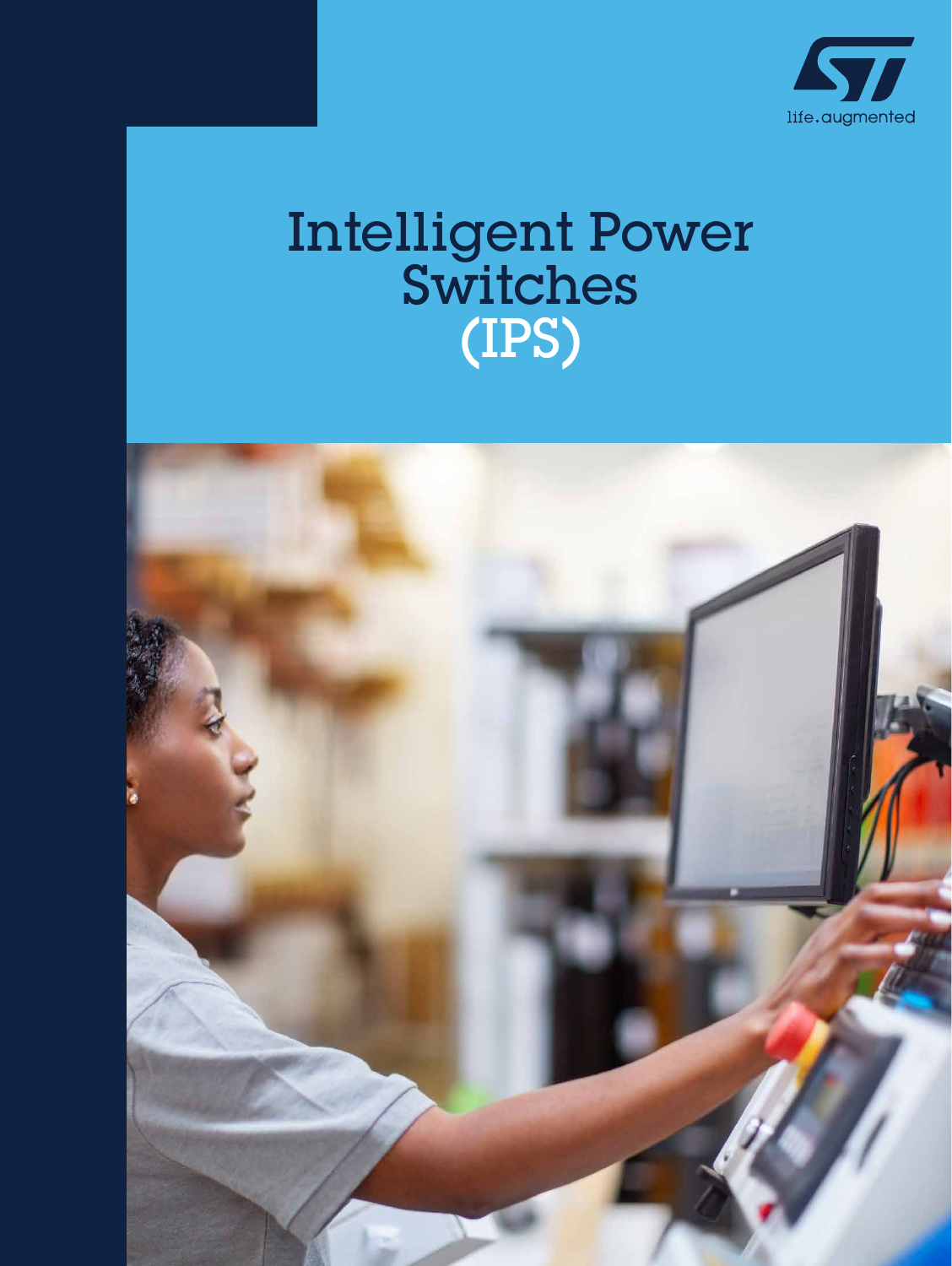life.augmented

# Intelligent Power Switches (IPS)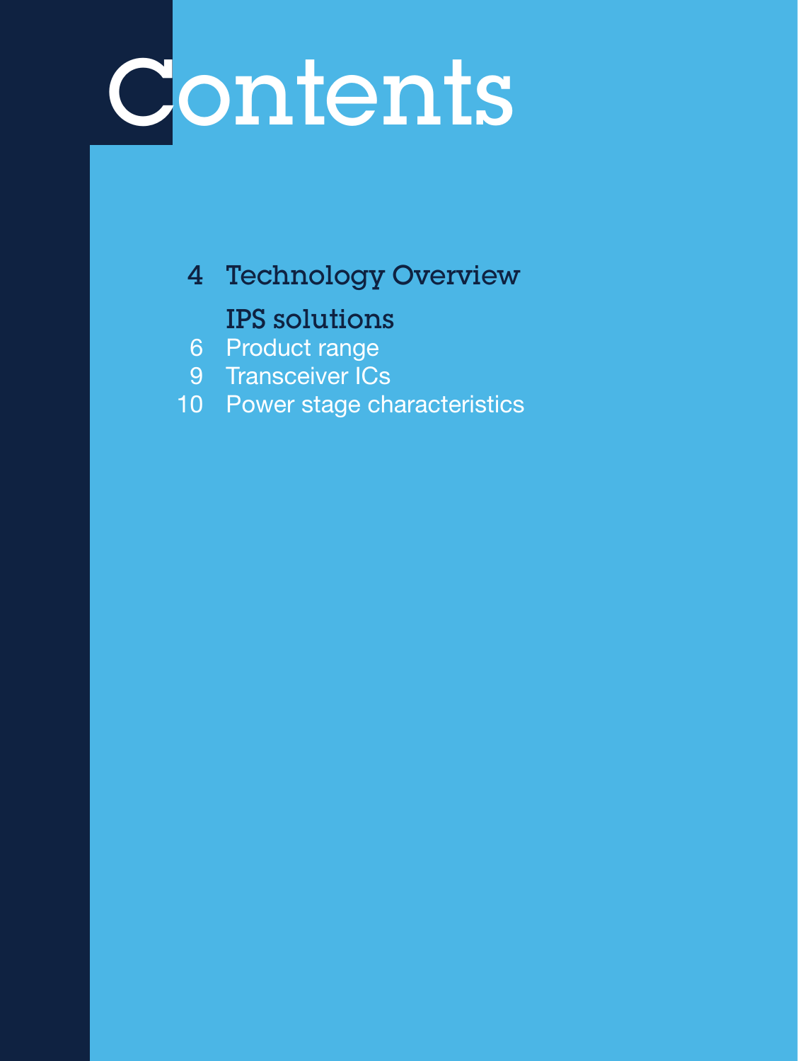# Contents

4 Technology Overview

IPS solutions

6 Product range

9 Transceiver ICs

10 Power stage characteristics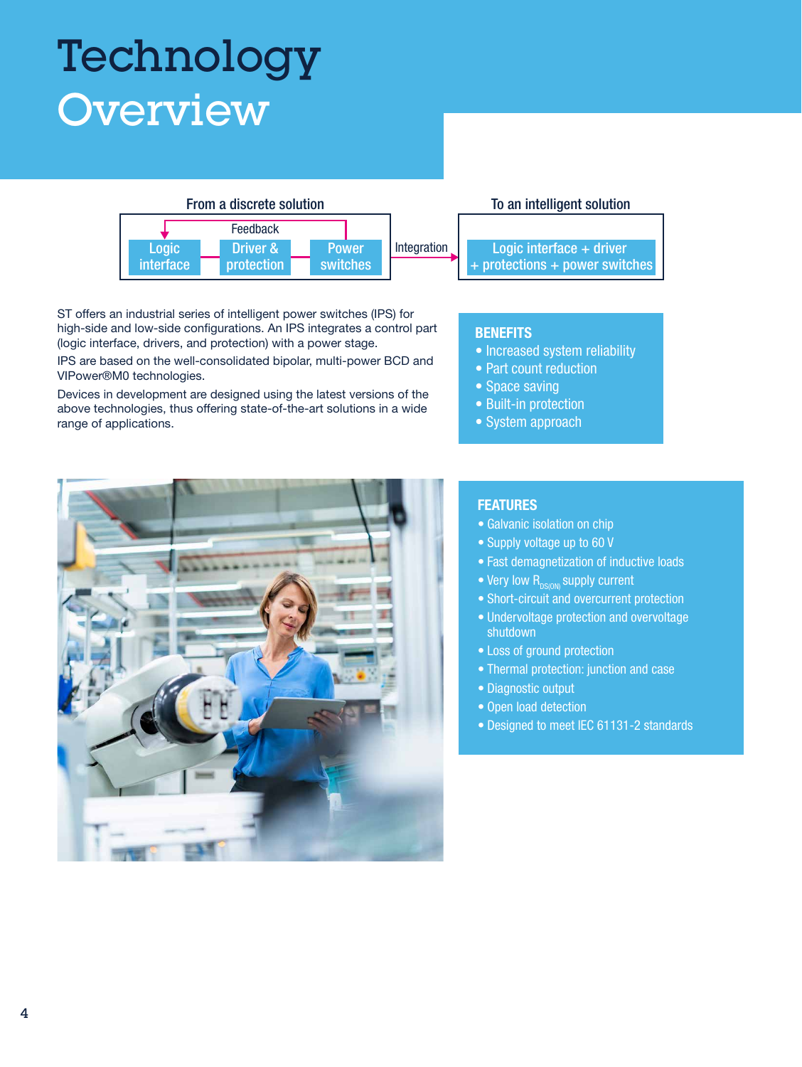# Technology Overview

From a discrete solution

Feedback

Logic interface → Driver & protection → Power switches

Integration →

To an intelligent solution

Logic interface + driver + protections + power switches

ST offers an industrial series of intelligent power switches (IPS) for high-side and low-side configurations. An IPS integrates a control part (logic interface, drivers, and protection) with a power stage.

IPS are based on the well-consolidated bipolar, multi-power BCD and VIPower®M0 technologies.

Devices in development are designed using the latest versions of the above technologies, thus offering state-of-the-art solutions in a wide range of applications.

**BENEFITS**

- Increased system reliability
- Part count reduction
- Space saving
- Built-in protection
- System approach

**FEATURES**

- Galvanic isolation on chip
- Supply voltage up to 60 V
- Fast demagnetization of inductive loads
- Very low $R_{DS(ON)}$ supply current
- Short-circuit and overcurrent protection
- Undervoltage protection and overvoltage shutdown
- Loss of ground protection
- Thermal protection: junction and case
- Diagnostic output
- Open load detection
- Designed to meet IEC 61131-2 standards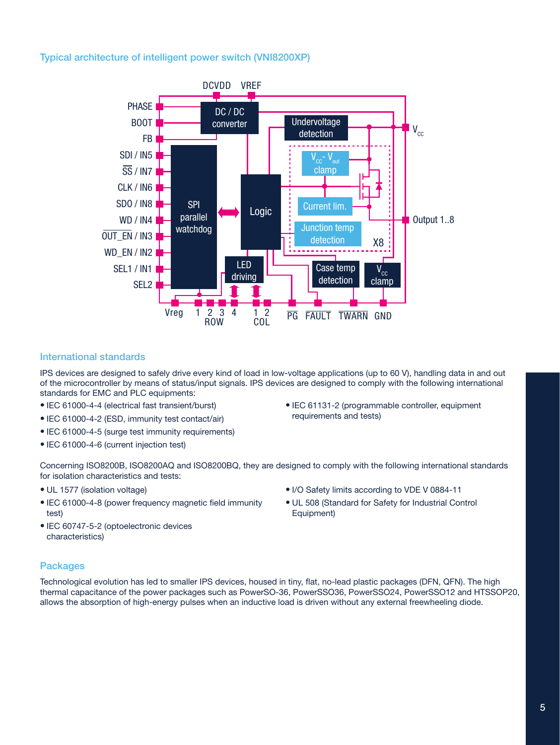## Typical architecture of intelligent power switch (VNI8200XP)

## International standards

IPS devices are designed to safely drive every kind of load in low-voltage applications (up to 60 V), handling data in and out of the microcontroller by means of status/input signals. IPS devices are designed to comply with the following international standards for EMC and PLC equipments:

- IEC 61000-4-4 (electrical fast transient/burst)
- IEC 61000-4-2 (ESD, immunity test contact/air)
- IEC 61000-4-5 (surge test immunity requirements)
- IEC 61000-4-6 (current injection test)
- IEC 61131-2 (programmable controller, equipment requirements and tests)

Concerning ISO8200B, ISO8200AQ and ISO8200BQ, they are designed to comply with the following international standards for isolation characteristics and tests:

- UL 1577 (isolation voltage)
- IEC 61000-4-8 (power frequency magnetic field immunity test)
- IEC 60747-5-2 (optoelectronic devices characteristics)
- I/O Safety limits according to VDE V 0884-11
- UL 508 (Standard for Safety for Industrial Control Equipment)

## Packages

Technological evolution has led to smaller IPS devices, housed in tiny, flat, no-lead plastic packages (DFN, QFN). The high thermal capacitance of the power packages such as PowerSO-36, PowerSSO36, PowerSSO24, PowerSSO12 and HTSSOP20, allows the absorption of high-energy pulses when an inductive load is driven without any external freewheeling diode.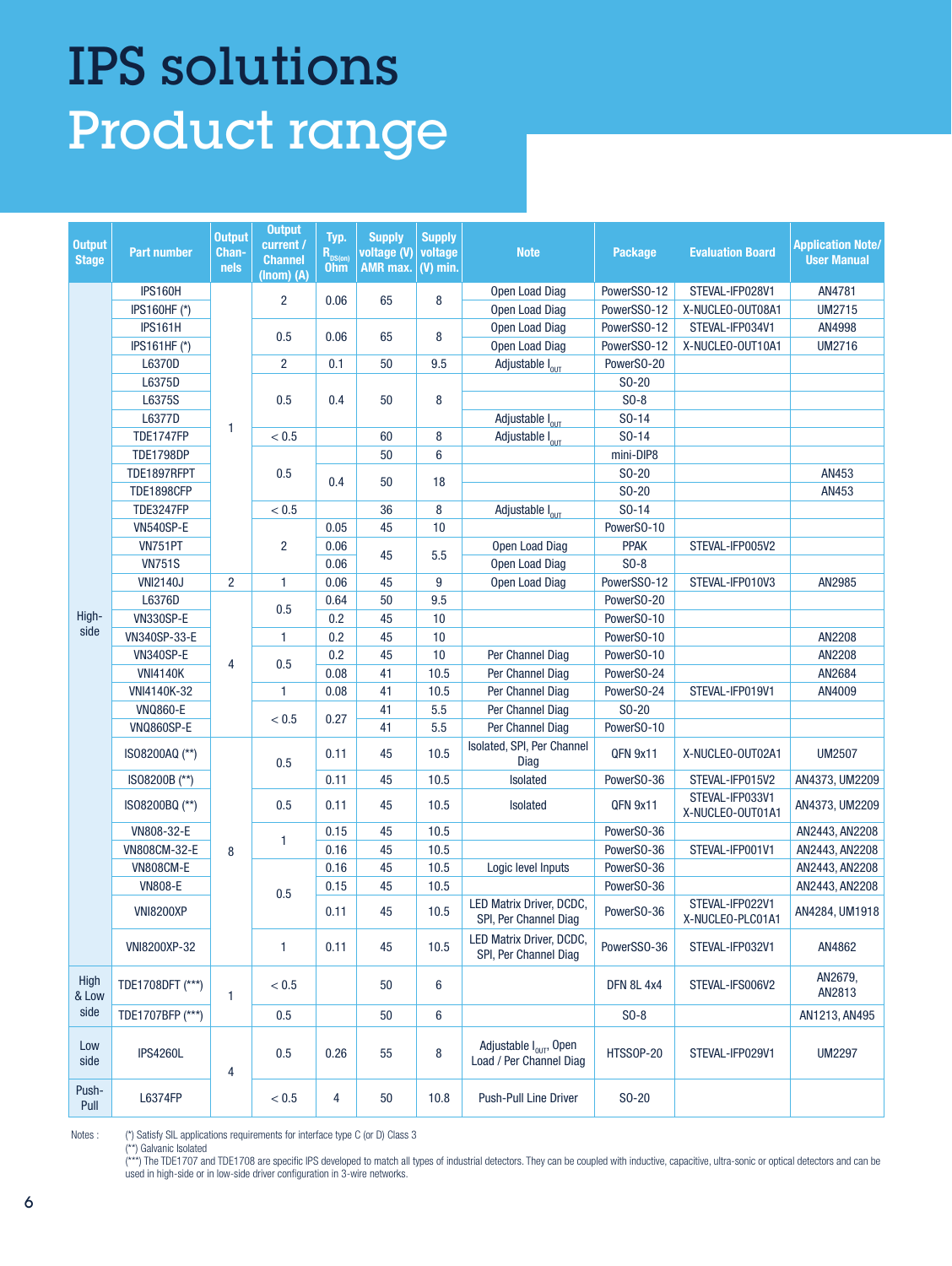# IPS solutions
# Product range

| Output Stage | Part number | Output Chan-nels | Output current / Channel (Inom) (A) | Typ. $R_{DS(on)}$ Ohm | Supply voltage (V) AMR max. | Supply voltage (V) min. | Note | Package | Evaluation Board | Application Note/ User Manual |
|---|---|---|---|---|---|---|---|---|---|---|
| High-side | IPS160H | 1 | 2 | 0.06 | 65 | 8 | Open Load Diag | PowerSSO-12 | STEVAL-IFP028V1 | AN4781 |
| | IPS160HF (*) | | | | | | Open Load Diag | PowerSSO-12 | X-NUCLEO-OUT08A1 | UM2715 |
| | IPS161H | | 0.5 | 0.06 | 65 | 8 | Open Load Diag | PowerSSO-12 | STEVAL-IFP034V1 | AN4998 |
| | IPS161HF (*) | | | | | | Open Load Diag | PowerSSO-12 | X-NUCLEO-OUT10A1 | UM2716 |
| | L6370D | | 2 | 0.1 | 50 | 9.5 | Adjustable $I_{OUT}$ | PowerSO-20 | | |
| | L6375D | | 0.5 | 0.4 | 50 | 8 | | SO-20 | | |
| | L6375S | | | | | | | SO-8 | | |
| | L6377D | | | | | | Adjustable $I_{OUT}$ | SO-14 | | |
| | TDE1747FP | | < 0.5 | | 60 | 8 | Adjustable $I_{OUT}$ | SO-14 | | |
| | TDE1798DP | | 0.5 | | 50 | 6 | | mini-DIP8 | | |
| | TDE1897RFPT | | | 0.4 | 50 | 18 | | SO-20 | | AN453 |
| | TDE1898CFP | | | | | | | SO-20 | | AN453 |
| | TDE3247FP | | < 0.5 | | 36 | 8 | Adjustable $I_{OUT}$ | SO-14 | | |
| | VN540SP-E | | 2 | 0.05 | 45 | 10 | | PowerSO-10 | | |
| | VN751PT | | | 0.06 | 45 | 5.5 | Open Load Diag | PPAK | STEVAL-IFP005V2 | |
| | VN751S | | | 0.06 | | | Open Load Diag | SO-8 | | |
| | VNI2140J | 2 | 1 | 0.06 | 45 | 9 | Open Load Diag | PowerSSO-12 | STEVAL-IFP010V3 | AN2985 |
| | L6376D | 4 | 0.5 | 0.64 | 50 | 9.5 | | PowerSO-20 | | |
| | VN330SP-E | | | 0.2 | 45 | 10 | | PowerSO-10 | | |
| | VN340SP-33-E | | 1 | 0.2 | 45 | 10 | | PowerSO-10 | | AN2208 |
| | VN340SP-E | | 0.5 | 0.2 | 45 | 10 | Per Channel Diag | PowerSO-10 | | AN2208 |
| | VNI4140K | | | 0.08 | 41 | 10.5 | Per Channel Diag | PowerSO-24 | | AN2684 |
| | VNI4140K-32 | | 1 | 0.08 | 41 | 10.5 | Per Channel Diag | PowerSO-24 | STEVAL-IFP019V1 | AN4009 |
| | VNQ860-E | | < 0.5 | 0.27 | 41 | 5.5 | Per Channel Diag | SO-20 | | |
| | VNQ860SP-E | | | | 41 | 5.5 | Per Channel Diag | PowerSO-10 | | |
| | ISO8200AQ (**) | 8 | 0.5 | 0.11 | 45 | 10.5 | Isolated, SPI, Per Channel Diag | QFN 9x11 | X-NUCLEO-OUT02A1 | UM2507 |
| | ISO8200B (**) | | | 0.11 | 45 | 10.5 | Isolated | PowerSO-36 | STEVAL-IFP015V2 | AN4373, UM2209 |
| | ISO8200BQ (**) | | 0.5 | 0.11 | 45 | 10.5 | Isolated | QFN 9x11 | STEVAL-IFP033V1 X-NUCLEO-OUT01A1 | AN4373, UM2209 |
| | VN808-32-E | | 1 | 0.15 | 45 | 10.5 | | PowerSO-36 | | AN2443, AN2208 |
| | VN808CM-32-E | | | 0.16 | 45 | 10.5 | | PowerSO-36 | STEVAL-IFP001V1 | AN2443, AN2208 |
| | VN808CM-E | | 0.5 | 0.16 | 45 | 10.5 | Logic level Inputs | PowerSO-36 | | AN2443, AN2208 |
| | VN808-E | | | 0.15 | 45 | 10.5 | | PowerSO-36 | | AN2443, AN2208 |
| | VNI8200XP | | | 0.11 | 45 | 10.5 | LED Matrix Driver, DCDC, SPI, Per Channel Diag | PowerSO-36 | STEVAL-IFP022V1 X-NUCLEO-PLC01A1 | AN4284, UM1918 |
| | VNI8200XP-32 | | 1 | 0.11 | 45 | 10.5 | LED Matrix Driver, DCDC, SPI, Per Channel Diag | PowerSSO-36 | STEVAL-IFP032V1 | AN4862 |
| High & Low side | TDE1708DFT (***) | 1 | < 0.5 | | 50 | 6 | | DFN 8L 4x4 | STEVAL-IFS006V2 | AN2679, AN2813 |
| | TDE1707BFP (***) | | 0.5 | | 50 | 6 | | SO-8 | | AN1213, AN495 |
| Low side | IPS4260L | 4 | 0.5 | 0.26 | 55 | 8 | Adjustable $I_{OUT}$, Open Load / Per Channel Diag | HTSSOP-20 | STEVAL-IFP029V1 | UM2297 |
| Push-Pull | L6374FP | | < 0.5 | 4 | 50 | 10.8 | Push-Pull Line Driver | SO-20 | | |

Notes :

(*) Satisfy SIL applications requirements for interface type C (or D) Class 3

(**) Galvanic Isolated

(***) The TDE1707 and TDE1708 are specific IPS developed to match all types of industrial detectors. They can be coupled with inductive, capacitive, ultra-sonic or optical detectors and can be used in high-side or in low-side driver configuration in 3-wire networks.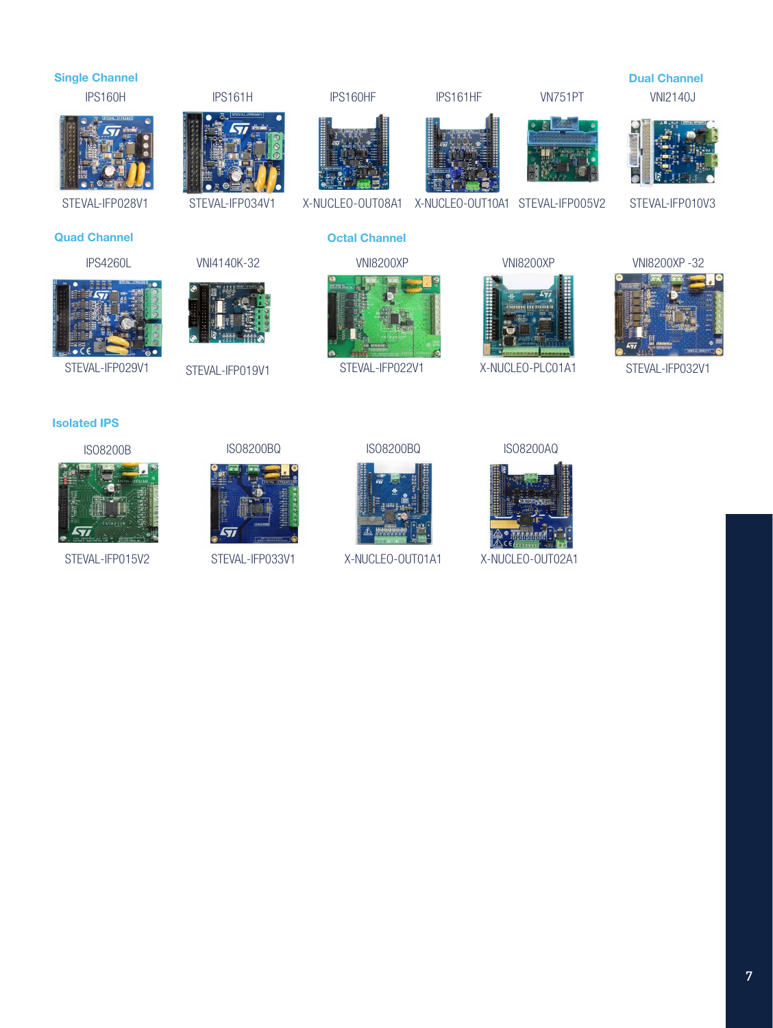### Single Channel

| IPS160H | IPS161H | IPS160HF | IPS161HF | VN751PT |
|---|---|---|---|---|
| STEVAL-IFP028V1 | STEVAL-IFP034V1 | X-NUCLEO-OUT08A1 | X-NUCLEO-OUT10A1 | STEVAL-IFP005V2 |

### Dual Channel

| VNI2140J |
|---|
| STEVAL-IFP010V3 |

### Quad Channel

| IPS4260L | VNI4140K-32 |
|---|---|
| STEVAL-IFP029V1 | STEVAL-IFP019V1 |

### Octal Channel

| VNI8200XP | VNI8200XP | VNI8200XP -32 |
|---|---|---|
| STEVAL-IFP022V1 | X-NUCLEO-PLC01A1 | STEVAL-IFP032V1 |

### Isolated IPS

| ISO8200B | ISO8200BQ | ISO8200BQ | ISO8200AQ |
|---|---|---|---|
| STEVAL-IFP015V2 | STEVAL-IFP033V1 | X-NUCLEO-OUT01A1 | X-NUCLEO-OUT02A1 |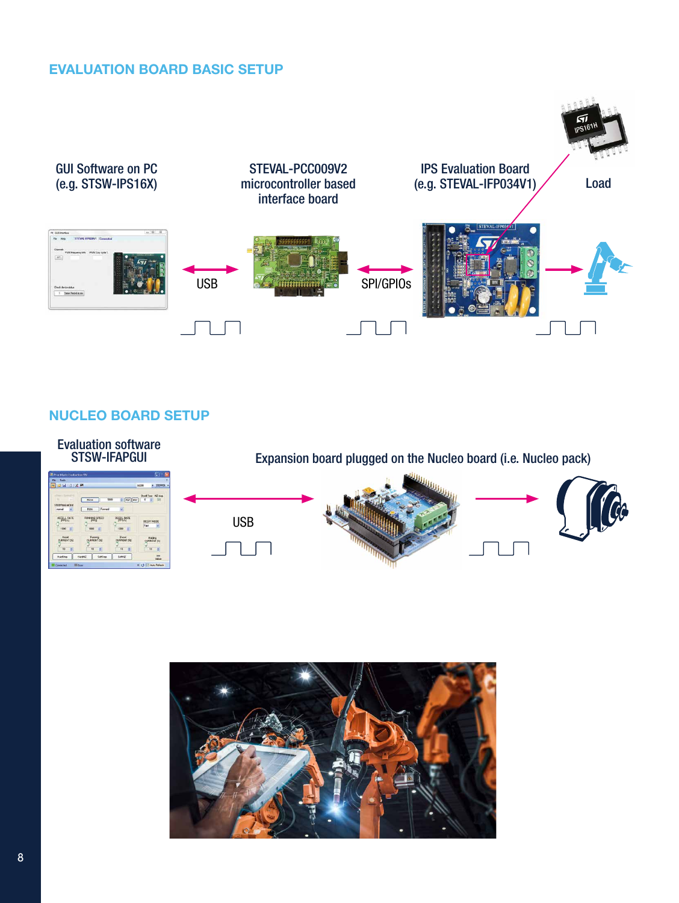## EVALUATION BOARD BASIC SETUP

GUI Software on PC
(e.g. STSW-IPS16X)

STEVAL-PCC009V2
microcontroller based
interface board

IPS Evaluation Board
(e.g. STEVAL-IFP034V1)

Load

USB

SPI/GPIOs

## NUCLEO BOARD SETUP

Evaluation software
STSW-IFAPGUI

Expansion board plugged on the Nucleo board (i.e. Nucleo pack)

USB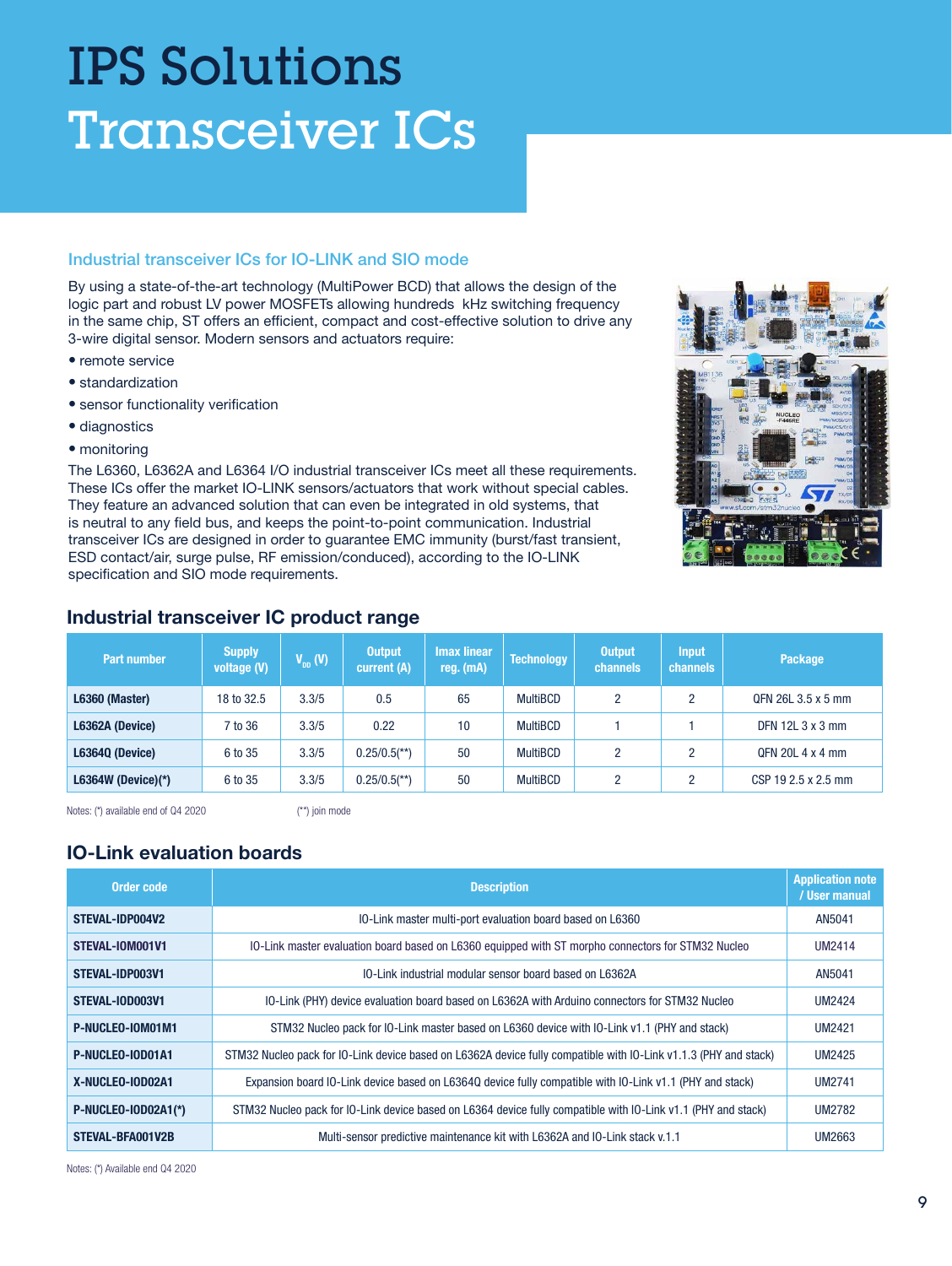# IPS Solutions Transceiver ICs

## Industrial transceiver ICs for IO-LINK and SIO mode

By using a state-of-the-art technology (MultiPower BCD) that allows the design of the logic part and robust LV power MOSFETs allowing hundreds kHz switching frequency in the same chip, ST offers an efficient, compact and cost-effective solution to drive any 3-wire digital sensor. Modern sensors and actuators require:

- remote service
- standardization
- sensor functionality verification
- diagnostics
- monitoring

The L6360, L6362A and L6364 I/O industrial transceiver ICs meet all these requirements. These ICs offer the market IO-LINK sensors/actuators that work without special cables. They feature an advanced solution that can even be integrated in old systems, that is neutral to any field bus, and keeps the point-to-point communication. Industrial transceiver ICs are designed in order to guarantee EMC immunity (burst/fast transient, ESD contact/air, surge pulse, RF emission/conduced), according to the IO-LINK specification and SIO mode requirements.

## Industrial transceiver IC product range

| Part number | Supply voltage (V) | $V_{DD}$ (V) | Output current (A) | Imax linear reg. (mA) | Technology | Output channels | Input channels | Package |
|---|---|---|---|---|---|---|---|---|
| **L6360 (Master)** | 18 to 32.5 | 3.3/5 | 0.5 | 65 | MultiBCD | 2 | 2 | QFN 26L 3.5 x 5 mm |
| **L6362A (Device)** | 7 to 36 | 3.3/5 | 0.22 | 10 | MultiBCD | 1 | 1 | DFN 12L 3 x 3 mm |
| **L6364Q (Device)** | 6 to 35 | 3.3/5 | 0.25/0.5(**) | 50 | MultiBCD | 2 | 2 | QFN 20L 4 x 4 mm |
| **L6364W (Device)(*)** | 6 to 35 | 3.3/5 | 0.25/0.5(**) | 50 | MultiBCD | 2 | 2 | CSP 19 2.5 x 2.5 mm |

Notes: (*) available end of Q4 2020 (**) join mode

## IO-Link evaluation boards

| Order code | Description | Application note / User manual |
|---|---|---|
| **STEVAL-IDP004V2** | IO-Link master multi-port evaluation board based on L6360 | AN5041 |
| **STEVAL-IOM001V1** | IO-Link master evaluation board based on L6360 equipped with ST morpho connectors for STM32 Nucleo | UM2414 |
| **STEVAL-IDP003V1** | IO-Link industrial modular sensor board based on L6362A | AN5041 |
| **STEVAL-IOD003V1** | IO-Link (PHY) device evaluation board based on L6362A with Arduino connectors for STM32 Nucleo | UM2424 |
| **P-NUCLEO-IOM01M1** | STM32 Nucleo pack for IO-Link master based on L6360 device with IO-Link v1.1 (PHY and stack) | UM2421 |
| **P-NUCLEO-IOD01A1** | STM32 Nucleo pack for IO-Link device based on L6362A device fully compatible with IO-Link v1.1.3 (PHY and stack) | UM2425 |
| **X-NUCLEO-IOD02A1** | Expansion board IO-Link device based on L6364Q device fully compatible with IO-Link v1.1 (PHY and stack) | UM2741 |
| **P-NUCLEO-IOD02A1(*)** | STM32 Nucleo pack for IO-Link device based on L6364 device fully compatible with IO-Link v1.1 (PHY and stack) | UM2782 |
| **STEVAL-BFA001V2B** | Multi-sensor predictive maintenance kit with L6362A and IO-Link stack v.1.1 | UM2663 |

Notes: (*) Available end Q4 2020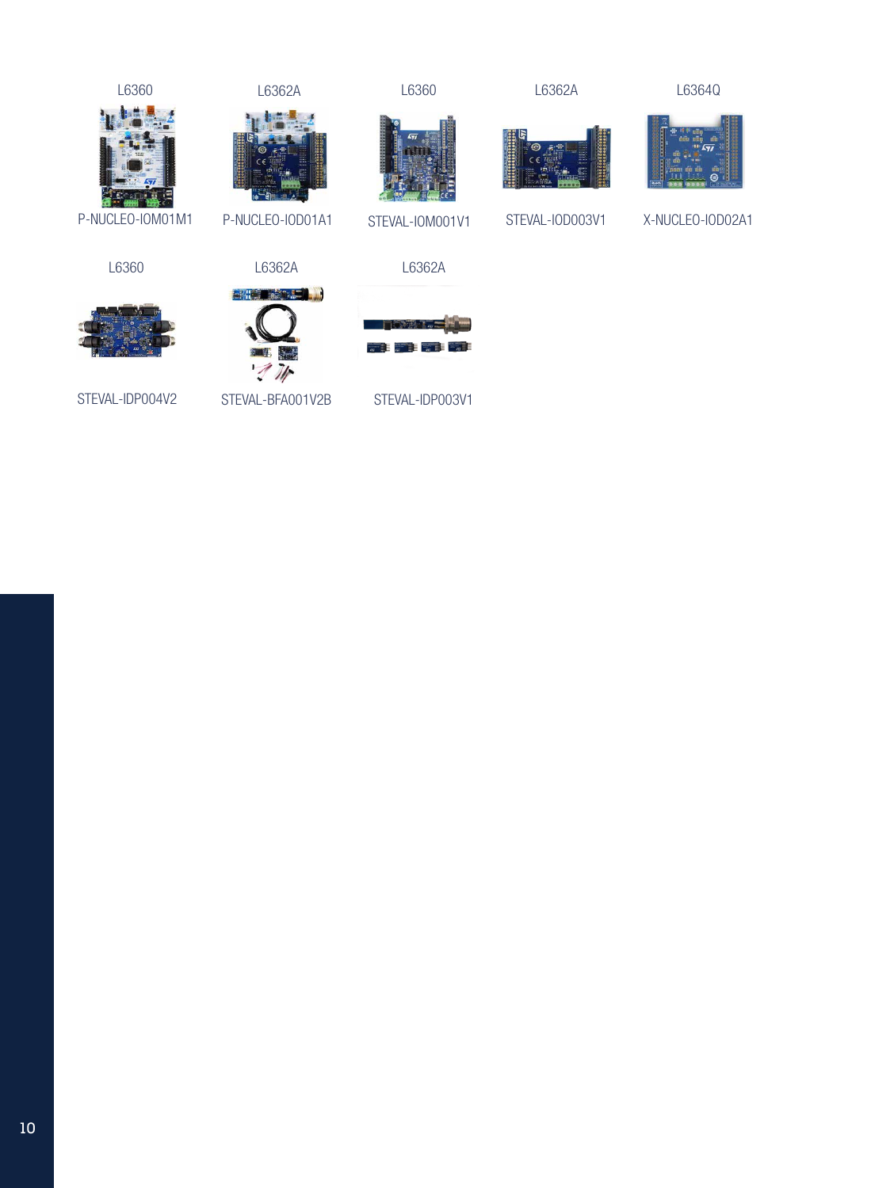| L6360 | L6362A | L6360 | L6362A | L6364Q |
|---|---|---|---|---|
| P-NUCLEO-IOM01M1 | P-NUCLEO-IOD01A1 | STEVAL-IOM001V1 | STEVAL-IOD003V1 | X-NUCLEO-IOD02A1 |

| L6360 | L6362A | L6362A |
|---|---|---|
| STEVAL-IDP004V2 | STEVAL-BFA001V2B | STEVAL-IDP003V1 |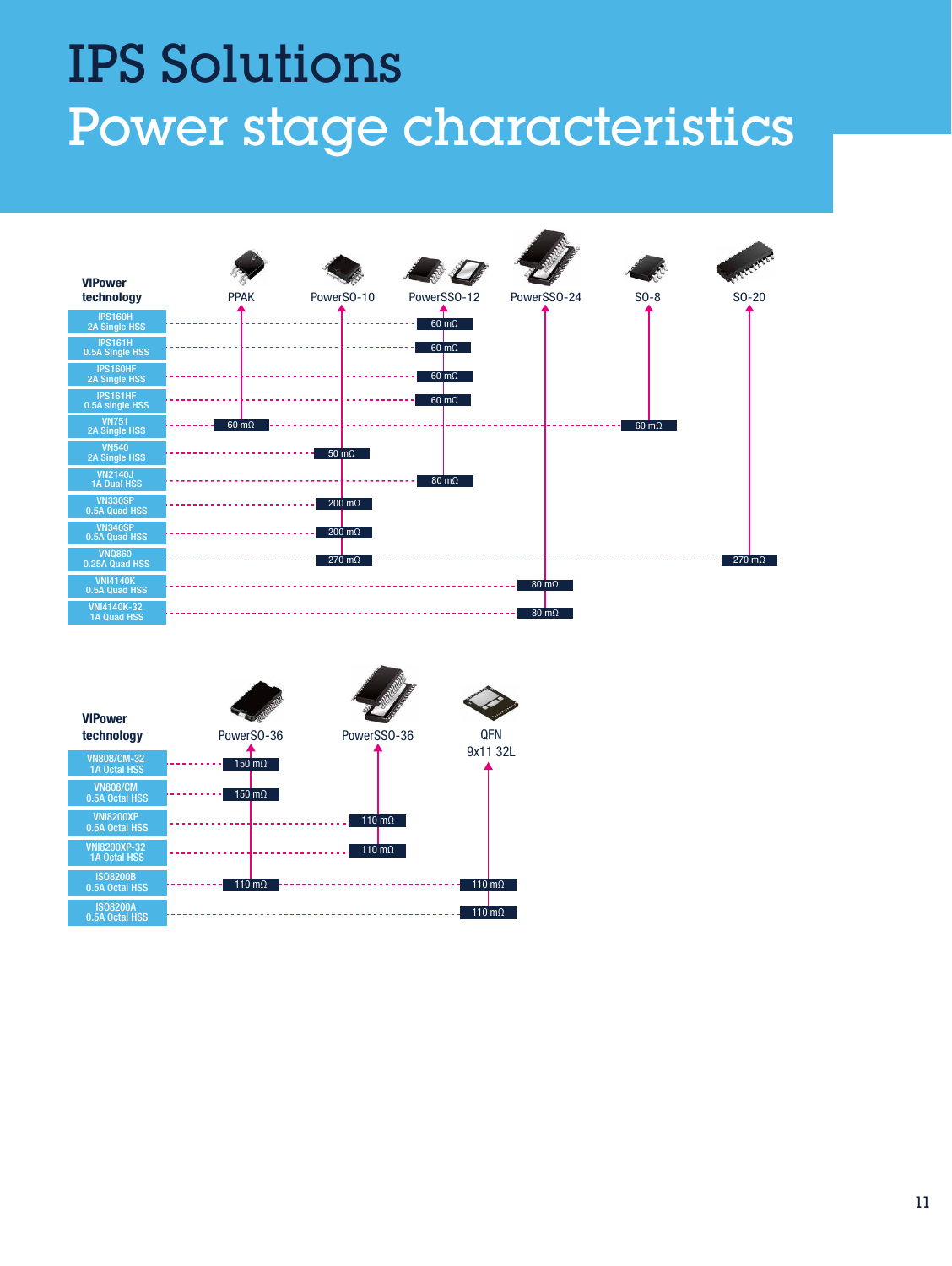# IPS Solutions
## Power stage characteristics

| VIPower technology | PPAK | PowerSO-10 | PowerSSO-12 | PowerSSO-24 | SO-8 | SO-20 |
|---|---|---|---|---|---|---|
| IPS160H 2A Single HSS | | | 60 mΩ | | | |
| IPS161H 0.5A Single HSS | | | 60 mΩ | | | |
| IPS160HF 2A Single HSS | | | 60 mΩ | | | |
| IPS161HF 0.5A single HSS | | | 60 mΩ | | | |
| VN751 2A Single HSS | 60 mΩ | | | | 60 mΩ | |
| VN540 2A Single HSS | | 50 mΩ | | | | |
| VN2140J 1A Dual HSS | | | 80 mΩ | | | |
| VN330SP 0.5A Quad HSS | | 200 mΩ | | | | |
| VN340SP 0.5A Quad HSS | | 200 mΩ | | | | |
| VNQ860 0.25A Quad HSS | | 270 mΩ | | | | 270 mΩ |
| VNI4140K 0.5A Quad HSS | | | | 80 mΩ | | |
| VNI4140K-32 1A Quad HSS | | | | 80 mΩ | | |

| VIPower technology | PowerSO-36 | PowerSSO-36 | QFN 9x11 32L |
|---|---|---|---|
| VN808/CM-32 1A Octal HSS | 150 mΩ | | |
| VN808/CM 0.5A Octal HSS | 150 mΩ | | |
| VNI8200XP 0.5A Octal HSS | | 110 mΩ | |
| VNI8200XP-32 1A Octal HSS | | 110 mΩ | |
| ISO8200B 0.5A Octal HSS | 110 mΩ | | 110 mΩ |
| ISO8200A 0.5A Octal HSS | | | 110 mΩ |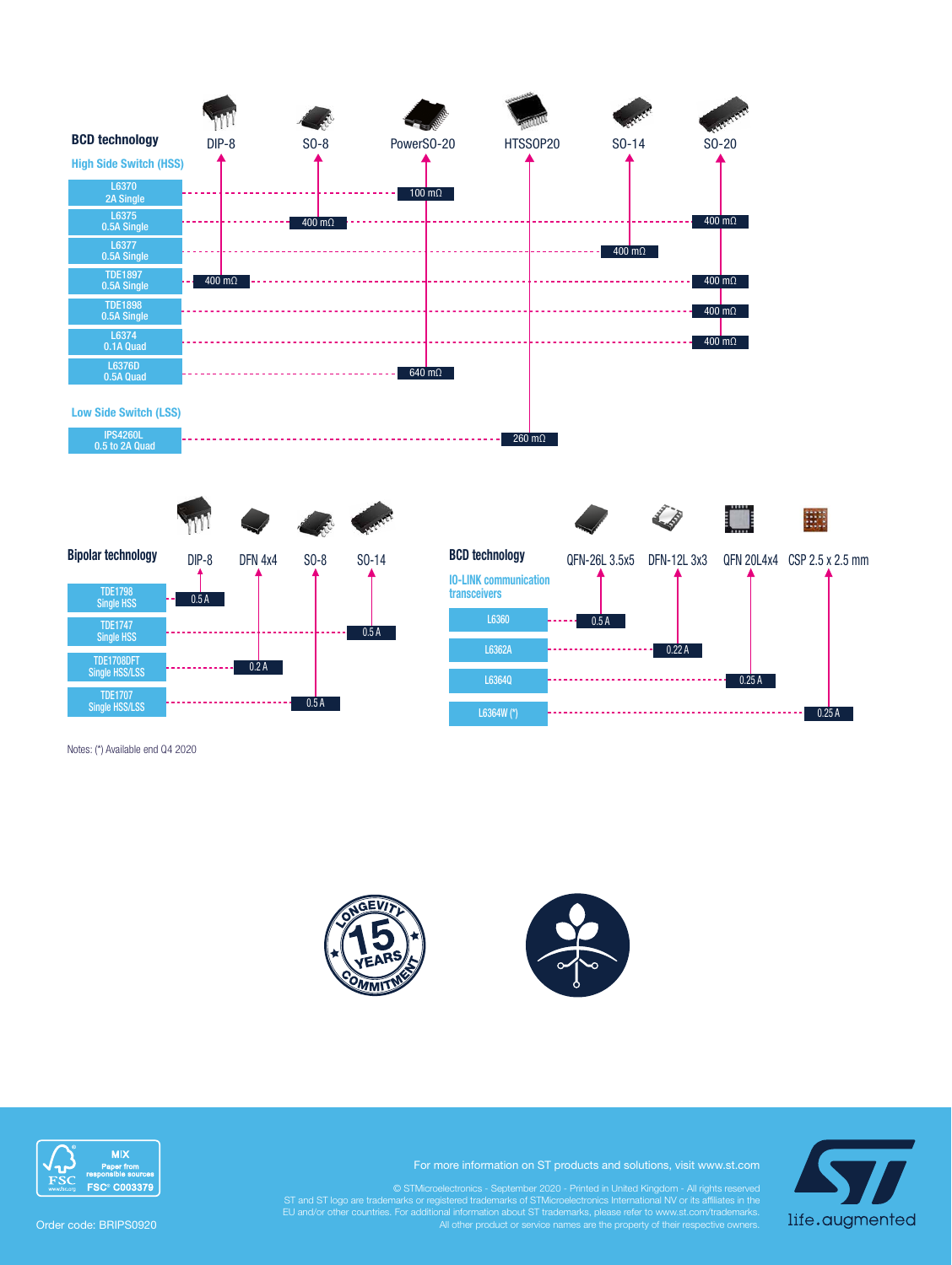## BCD technology

### High Side Switch (HSS)

| | DIP-8 | SO-8 | PowerSO-20 | HTSSOP20 | SO-14 | SO-20 |
|---|---|---|---|---|---|---|
| L6370 2A Single | | | 100 mΩ | | | |
| L6375 0.5A Single | | 400 mΩ | | | | 400 mΩ |
| L6377 0.5A Single | | | | | 400 mΩ | |
| TDE1897 0.5A Single | 400 mΩ | | | | | 400 mΩ |
| TDE1898 0.5A Single | | | | | | 400 mΩ |
| L6374 0.1A Quad | | | | | | 400 mΩ |
| L6376D 0.5A Quad | | | 640 mΩ | | | |

### Low Side Switch (LSS)

| | DIP-8 | SO-8 | PowerSO-20 | HTSSOP20 | SO-14 | SO-20 |
|---|---|---|---|---|---|---|
| IPS4260L 0.5 to 2A Quad | | | | 260 mΩ | | |

## Bipolar technology

| | DIP-8 | DFN 4x4 | SO-8 | SO-14 |
|---|---|---|---|---|
| TDE1798 Single HSS | 0.5 A | | | |
| TDE1747 Single HSS | | | | 0.5 A |
| TDE1708DFT Single HSS/LSS | | 0.2 A | | |
| TDE1707 Single HSS/LSS | | | 0.5 A | |

## BCD technology

### IO-LINK communication transceivers

| | QFN-26L 3.5x5 | DFN-12L 3x3 | QFN 20L4x4 | CSP 2.5 x 2.5 mm |
|---|---|---|---|---|
| L6360 | 0.5 A | | | |
| L6362A | | 0.22 A | | |
| L6364Q | | | 0.25 A | |
| L6364W (*) | | | | 0.25 A |

Notes: (*) Available end Q4 2020

LONGEVITY 15 YEARS COMMITMENT

MIX Paper from responsible sources FSC® C003379

Order code: BRIPS0920

For more information on ST products and solutions, visit www.st.com

© STMicroelectronics - September 2020 - Printed in United Kingdom - All rights reserved
ST and ST logo are trademarks or registered trademarks of STMicroelectronics International NV or its affiliates in the EU and/or other countries. For additional information about ST trademarks, please refer to www.st.com/trademarks.
All other product or service names are the property of their respective owners.

life.augmented